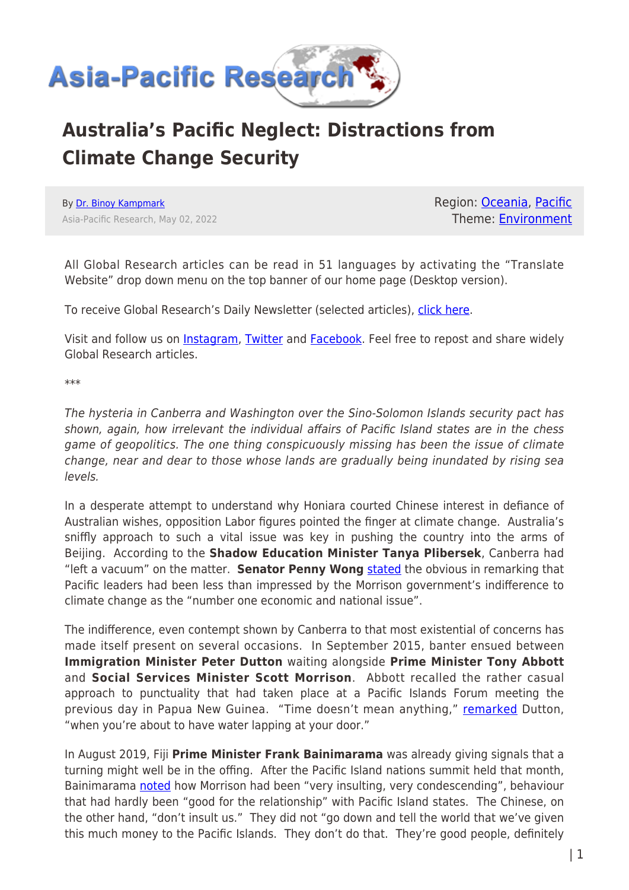# Australia's Pacific Neglect: Distractions from Climate Change Security

By Dr. Binoy Kampmark

Asia-Pacific Research, May 02, 2022

Region: Oceania, Pacific
Theme: Environment

All Global Research articles can be read in 51 languages by activating the "Translate Website" drop down menu on the top banner of our home page (Desktop version).

To receive Global Research's Daily Newsletter (selected articles), click here.

Visit and follow us on Instagram, Twitter and Facebook. Feel free to repost and share widely Global Research articles.

***

*The hysteria in Canberra and Washington over the Sino-Solomon Islands security pact has shown, again, how irrelevant the individual affairs of Pacific Island states are in the chess game of geopolitics. The one thing conspicuously missing has been the issue of climate change, near and dear to those whose lands are gradually being inundated by rising sea levels.*

In a desperate attempt to understand why Honiara courted Chinese interest in defiance of Australian wishes, opposition Labor figures pointed the finger at climate change. Australia's sniffly approach to such a vital issue was key in pushing the country into the arms of Beijing. According to the **Shadow Education Minister Tanya Plibersek**, Canberra had "left a vacuum" on the matter. **Senator Penny Wong** stated the obvious in remarking that Pacific leaders had been less than impressed by the Morrison government's indifference to climate change as the "number one economic and national issue".

The indifference, even contempt shown by Canberra to that most existential of concerns has made itself present on several occasions. In September 2015, banter ensued between **Immigration Minister Peter Dutton** waiting alongside **Prime Minister Tony Abbott** and **Social Services Minister Scott Morrison**. Abbott recalled the rather casual approach to punctuality that had taken place at a Pacific Islands Forum meeting the previous day in Papua New Guinea. "Time doesn't mean anything," remarked Dutton, "when you're about to have water lapping at your door."

In August 2019, Fiji **Prime Minister Frank Bainimarama** was already giving signals that a turning might well be in the offing. After the Pacific Island nations summit held that month, Bainimarama noted how Morrison had been "very insulting, very condescending", behaviour that had hardly been "good for the relationship" with Pacific Island states. The Chinese, on the other hand, "don't insult us." They did not "go down and tell the world that we've given this much money to the Pacific Islands. They don't do that. They're good people, definitely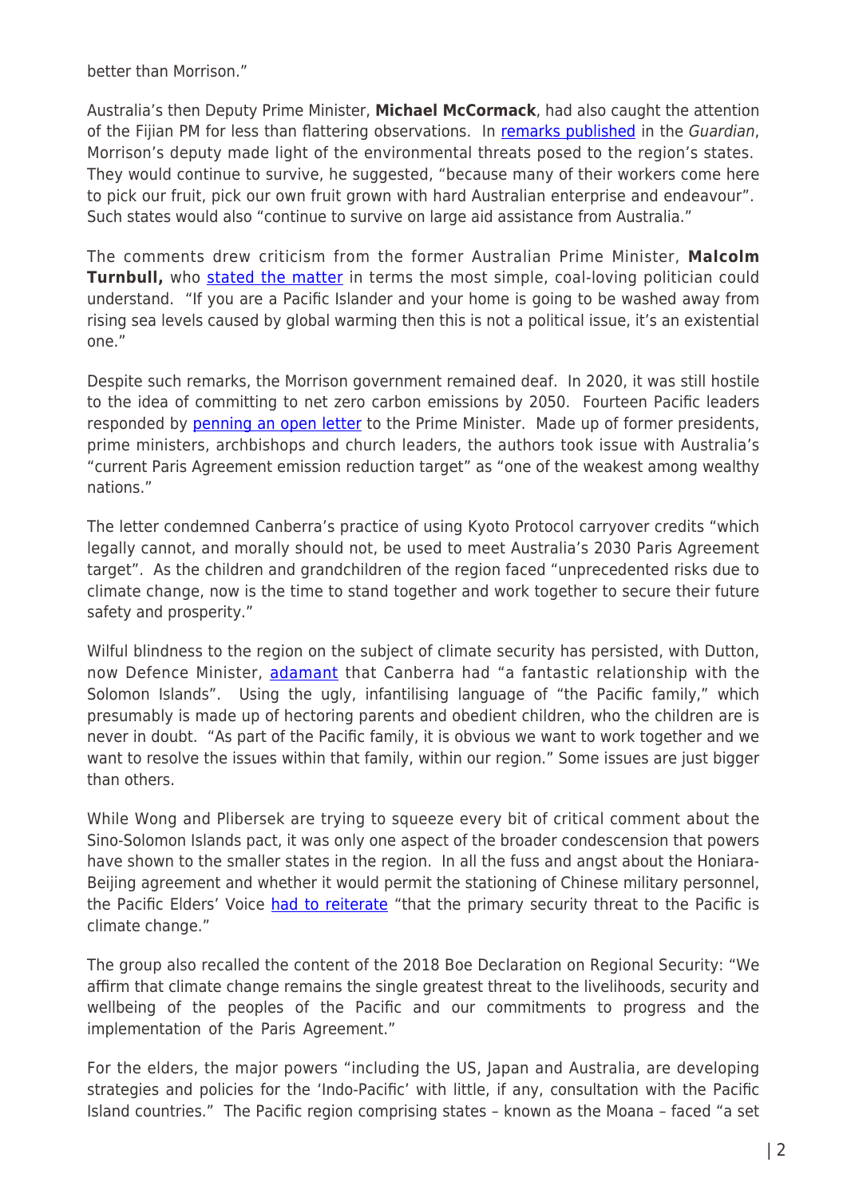better than Morrison."

Australia's then Deputy Prime Minister, **Michael McCormack**, had also caught the attention of the Fijian PM for less than flattering observations. In remarks published in the *Guardian*, Morrison's deputy made light of the environmental threats posed to the region's states. They would continue to survive, he suggested, "because many of their workers come here to pick our fruit, pick our own fruit grown with hard Australian enterprise and endeavour". Such states would also "continue to survive on large aid assistance from Australia."

The comments drew criticism from the former Australian Prime Minister, **Malcolm Turnbull,** who stated the matter in terms the most simple, coal-loving politician could understand. "If you are a Pacific Islander and your home is going to be washed away from rising sea levels caused by global warming then this is not a political issue, it's an existential one."

Despite such remarks, the Morrison government remained deaf. In 2020, it was still hostile to the idea of committing to net zero carbon emissions by 2050. Fourteen Pacific leaders responded by penning an open letter to the Prime Minister. Made up of former presidents, prime ministers, archbishops and church leaders, the authors took issue with Australia's "current Paris Agreement emission reduction target" as "one of the weakest among wealthy nations."

The letter condemned Canberra's practice of using Kyoto Protocol carryover credits "which legally cannot, and morally should not, be used to meet Australia's 2030 Paris Agreement target". As the children and grandchildren of the region faced "unprecedented risks due to climate change, now is the time to stand together and work together to secure their future safety and prosperity."

Wilful blindness to the region on the subject of climate security has persisted, with Dutton, now Defence Minister, adamant that Canberra had "a fantastic relationship with the Solomon Islands". Using the ugly, infantilising language of "the Pacific family," which presumably is made up of hectoring parents and obedient children, who the children are is never in doubt. "As part of the Pacific family, it is obvious we want to work together and we want to resolve the issues within that family, within our region." Some issues are just bigger than others.

While Wong and Plibersek are trying to squeeze every bit of critical comment about the Sino-Solomon Islands pact, it was only one aspect of the broader condescension that powers have shown to the smaller states in the region. In all the fuss and angst about the Honiara-Beijing agreement and whether it would permit the stationing of Chinese military personnel, the Pacific Elders' Voice had to reiterate "that the primary security threat to the Pacific is climate change."

The group also recalled the content of the 2018 Boe Declaration on Regional Security: "We affirm that climate change remains the single greatest threat to the livelihoods, security and wellbeing of the peoples of the Pacific and our commitments to progress and the implementation of the Paris Agreement."

For the elders, the major powers "including the US, Japan and Australia, are developing strategies and policies for the 'Indo-Pacific' with little, if any, consultation with the Pacific Island countries." The Pacific region comprising states – known as the Moana – faced "a set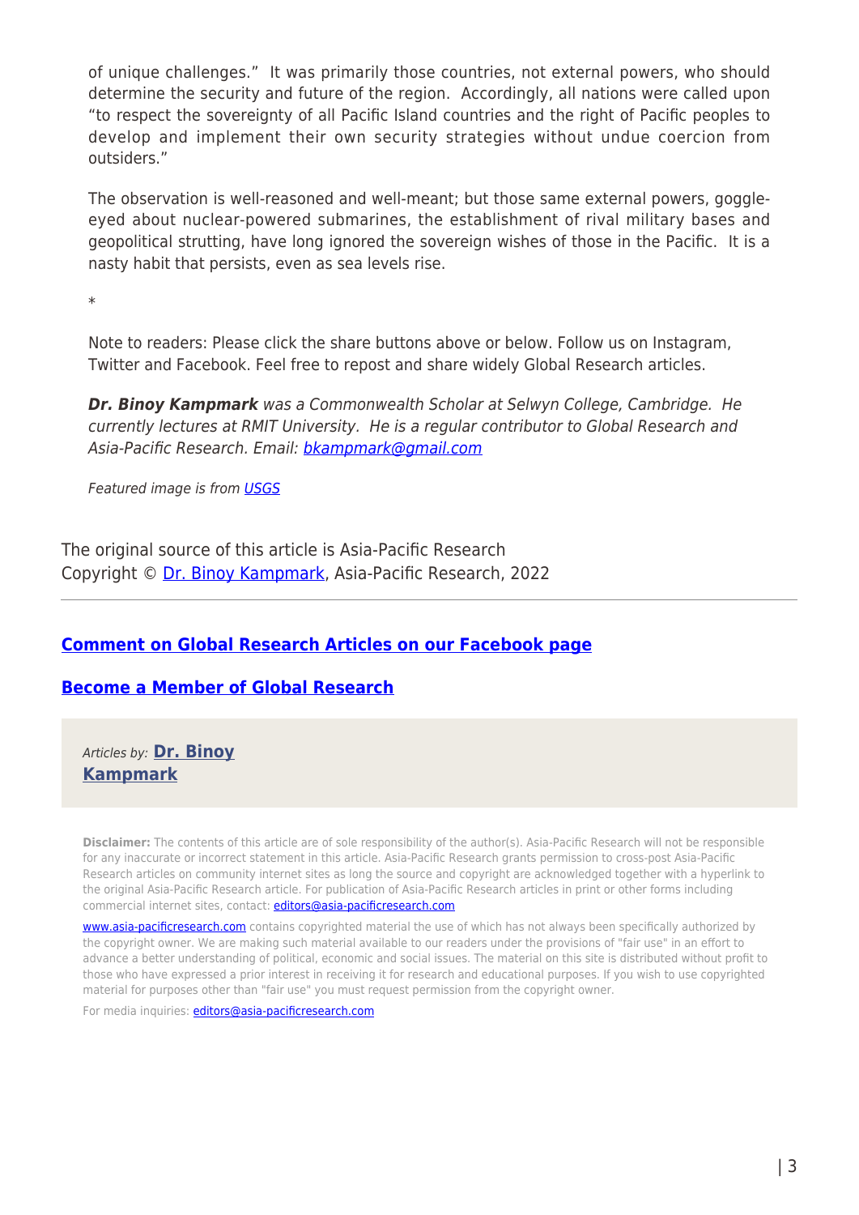of unique challenges." It was primarily those countries, not external powers, who should determine the security and future of the region. Accordingly, all nations were called upon "to respect the sovereignty of all Pacific Island countries and the right of Pacific peoples to develop and implement their own security strategies without undue coercion from outsiders."

The observation is well-reasoned and well-meant; but those same external powers, goggle-eyed about nuclear-powered submarines, the establishment of rival military bases and geopolitical strutting, have long ignored the sovereign wishes of those in the Pacific. It is a nasty habit that persists, even as sea levels rise.

*

Note to readers: Please click the share buttons above or below. Follow us on Instagram, Twitter and Facebook. Feel free to repost and share widely Global Research articles.

***Dr. Binoy Kampmark** was a Commonwealth Scholar at Selwyn College, Cambridge. He currently lectures at RMIT University. He is a regular contributor to Global Research and Asia-Pacific Research. Email: bkampmark@gmail.com*

*Featured image is from USGS*

The original source of this article is Asia-Pacific Research
Copyright © Dr. Binoy Kampmark, Asia-Pacific Research, 2022

---

**Comment on Global Research Articles on our Facebook page**

**Become a Member of Global Research**

*Articles by:* **Dr. Binoy Kampmark**

**Disclaimer:** The contents of this article are of sole responsibility of the author(s). Asia-Pacific Research will not be responsible for any inaccurate or incorrect statement in this article. Asia-Pacific Research grants permission to cross-post Asia-Pacific Research articles on community internet sites as long the source and copyright are acknowledged together with a hyperlink to the original Asia-Pacific Research article. For publication of Asia-Pacific Research articles in print or other forms including commercial internet sites, contact: editors@asia-pacificresearch.com

www.asia-pacificresearch.com contains copyrighted material the use of which has not always been specifically authorized by the copyright owner. We are making such material available to our readers under the provisions of "fair use" in an effort to advance a better understanding of political, economic and social issues. The material on this site is distributed without profit to those who have expressed a prior interest in receiving it for research and educational purposes. If you wish to use copyrighted material for purposes other than "fair use" you must request permission from the copyright owner.

For media inquiries: editors@asia-pacificresearch.com